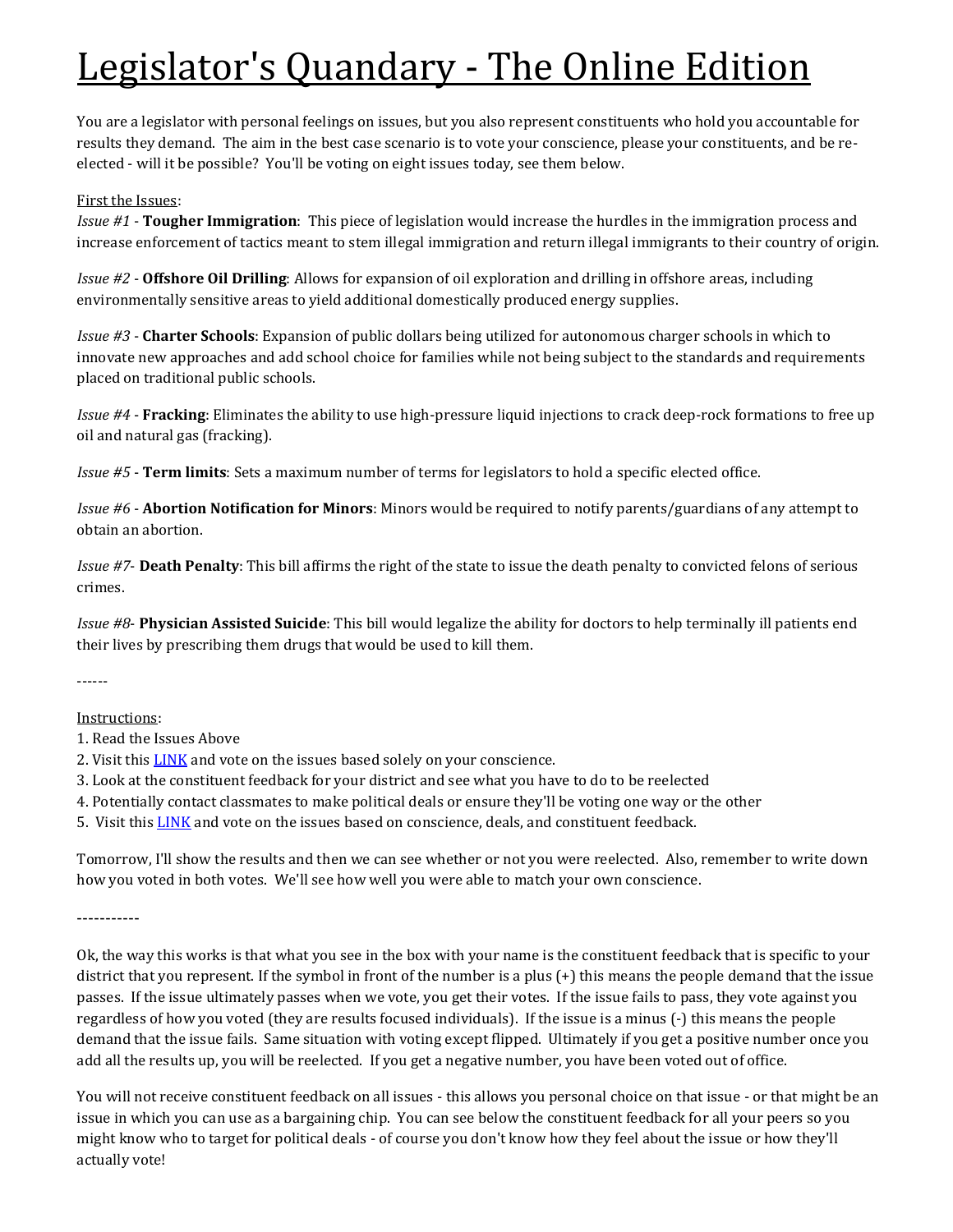// Legislator's Quandary - The Online Edition

You are a legislator with personal feelings on issues, but you also represent constituents who hold you accountable for results they demand. The aim in the best case scenario is to vote your conscience, please your constituents, and be re-elected - will it be possible? You'll be voting on eight issues today, see them below.

First the Issues:

*Issue #1* - **Tougher Immigration**: This piece of legislation would increase the hurdles in the immigration process and increase enforcement of tactics meant to stem illegal immigration and return illegal immigrants to their country of origin.

*Issue #2* - **Offshore Oil Drilling**: Allows for expansion of oil exploration and drilling in offshore areas, including environmentally sensitive areas to yield additional domestically produced energy supplies.

*Issue #3* - **Charter Schools**: Expansion of public dollars being utilized for autonomous charger schools in which to innovate new approaches and add school choice for families while not being subject to the standards and requirements placed on traditional public schools.

*Issue #4* - **Fracking**: Eliminates the ability to use high-pressure liquid injections to crack deep-rock formations to free up oil and natural gas (fracking).

*Issue #5* - **Term limits**: Sets a maximum number of terms for legislators to hold a specific elected office.

*Issue #6* - **Abortion Notification for Minors**: Minors would be required to notify parents/guardians of any attempt to obtain an abortion.

*Issue #7*- **Death Penalty**: This bill affirms the right of the state to issue the death penalty to convicted felons of serious crimes.

*Issue #8*- **Physician Assisted Suicide**: This bill would legalize the ability for doctors to help terminally ill patients end their lives by prescribing them drugs that would be used to kill them.

------

Instructions:

1. Read the Issues Above
2. Visit this LINK and vote on the issues based solely on your conscience.
3. Look at the constituent feedback for your district and see what you have to do to be reelected
4. Potentially contact classmates to make political deals or ensure they'll be voting one way or the other
5. Visit this LINK and vote on the issues based on conscience, deals, and constituent feedback.

Tomorrow, I'll show the results and then we can see whether or not you were reelected. Also, remember to write down how you voted in both votes. We'll see how well you were able to match your own conscience.

-----------

Ok, the way this works is that what you see in the box with your name is the constituent feedback that is specific to your district that you represent. If the symbol in front of the number is a plus (+) this means the people demand that the issue passes. If the issue ultimately passes when we vote, you get their votes. If the issue fails to pass, they vote against you regardless of how you voted (they are results focused individuals). If the issue is a minus (-) this means the people demand that the issue fails. Same situation with voting except flipped. Ultimately if you get a positive number once you add all the results up, you will be reelected. If you get a negative number, you have been voted out of office.

You will not receive constituent feedback on all issues - this allows you personal choice on that issue - or that might be an issue in which you can use as a bargaining chip. You can see below the constituent feedback for all your peers so you might know who to target for political deals - of course you don't know how they feel about the issue or how they'll actually vote!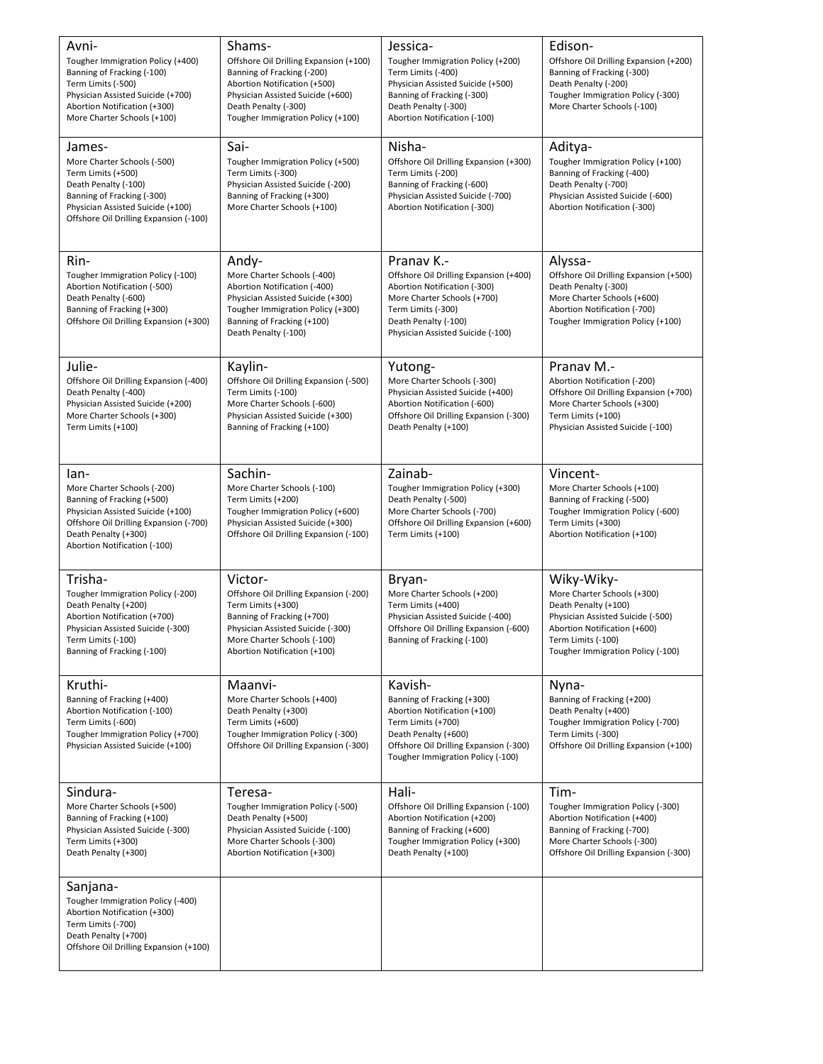| | | | |
|---|---|---|---|
| Avni-<br>Tougher Immigration Policy (+400)<br>Banning of Fracking (-100)<br>Term Limits (-500)<br>Physician Assisted Suicide (+700)<br>Abortion Notification (+300)<br>More Charter Schools (+100) | Shams-<br>Offshore Oil Drilling Expansion (+100)<br>Banning of Fracking (-200)<br>Abortion Notification (+500)<br>Physician Assisted Suicide (+600)<br>Death Penalty (-300)<br>Tougher Immigration Policy (+100) | Jessica-<br>Tougher Immigration Policy (+200)<br>Term Limits (-400)<br>Physician Assisted Suicide (+500)<br>Banning of Fracking (-300)<br>Death Penalty (-300)<br>Abortion Notification (-100) | Edison-<br>Offshore Oil Drilling Expansion (+200)<br>Banning of Fracking (-300)<br>Death Penalty (-200)<br>Tougher Immigration Policy (-300)<br>More Charter Schools (-100) |
| James-<br>More Charter Schools (-500)<br>Term Limits (+500)<br>Death Penalty (-100)<br>Banning of Fracking (-300)<br>Physician Assisted Suicide (+100)<br>Offshore Oil Drilling Expansion (-100) | Sai-<br>Tougher Immigration Policy (+500)<br>Term Limits (-300)<br>Physician Assisted Suicide (-200)<br>Banning of Fracking (+300)<br>More Charter Schools (+100) | Nisha-<br>Offshore Oil Drilling Expansion (+300)<br>Term Limits (-200)<br>Banning of Fracking (-600)<br>Physician Assisted Suicide (-700)<br>Abortion Notification (-300) | Aditya-<br>Tougher Immigration Policy (+100)<br>Banning of Fracking (-400)<br>Death Penalty (-700)<br>Physician Assisted Suicide (-600)<br>Abortion Notification (-300) |
| Rin-<br>Tougher Immigration Policy (-100)<br>Abortion Notification (-500)<br>Death Penalty (-600)<br>Banning of Fracking (+300)<br>Offshore Oil Drilling Expansion (+300) | Andy-<br>More Charter Schools (-400)<br>Abortion Notification (-400)<br>Physician Assisted Suicide (+300)<br>Tougher Immigration Policy (+300)<br>Banning of Fracking (+100)<br>Death Penalty (-100) | Pranav K.-<br>Offshore Oil Drilling Expansion (+400)<br>Abortion Notification (-300)<br>More Charter Schools (+700)<br>Term Limits (-300)<br>Death Penalty (-100)<br>Physician Assisted Suicide (-100) | Alyssa-<br>Offshore Oil Drilling Expansion (+500)<br>Death Penalty (-300)<br>More Charter Schools (+600)<br>Abortion Notification (-700)<br>Tougher Immigration Policy (+100) |
| Julie-<br>Offshore Oil Drilling Expansion (-400)<br>Death Penalty (-400)<br>Physician Assisted Suicide (+200)<br>More Charter Schools (+300)<br>Term Limits (+100) | Kaylin-<br>Offshore Oil Drilling Expansion (-500)<br>Term Limits (-100)<br>More Charter Schools (-600)<br>Physician Assisted Suicide (+300)<br>Banning of Fracking (+100) | Yutong-<br>More Charter Schools (-300)<br>Physician Assisted Suicide (+400)<br>Abortion Notification (-600)<br>Offshore Oil Drilling Expansion (-300)<br>Death Penalty (+100) | Pranav M.-<br>Abortion Notification (-200)<br>Offshore Oil Drilling Expansion (+700)<br>More Charter Schools (+300)<br>Term Limits (+100)<br>Physician Assisted Suicide (-100) |
| Ian-<br>More Charter Schools (-200)<br>Banning of Fracking (+500)<br>Physician Assisted Suicide (+100)<br>Offshore Oil Drilling Expansion (-700)<br>Death Penalty (+300)<br>Abortion Notification (-100) | Sachin-<br>More Charter Schools (-100)<br>Term Limits (+200)<br>Tougher Immigration Policy (+600)<br>Physician Assisted Suicide (+300)<br>Offshore Oil Drilling Expansion (-100) | Zainab-<br>Tougher Immigration Policy (+300)<br>Death Penalty (-500)<br>More Charter Schools (-700)<br>Offshore Oil Drilling Expansion (+600)<br>Term Limits (+100) | Vincent-<br>More Charter Schools (+100)<br>Banning of Fracking (-500)<br>Tougher Immigration Policy (-600)<br>Term Limits (+300)<br>Abortion Notification (+100) |
| Trisha-<br>Tougher Immigration Policy (-200)<br>Death Penalty (+200)<br>Abortion Notification (+700)<br>Physician Assisted Suicide (-300)<br>Term Limits (-100)<br>Banning of Fracking (-100) | Victor-<br>Offshore Oil Drilling Expansion (-200)<br>Term Limits (+300)<br>Banning of Fracking (+700)<br>Physician Assisted Suicide (-300)<br>More Charter Schools (-100)<br>Abortion Notification (+100) | Bryan-<br>More Charter Schools (+200)<br>Term Limits (+400)<br>Physician Assisted Suicide (-400)<br>Offshore Oil Drilling Expansion (-600)<br>Banning of Fracking (-100) | Wiky-Wiky-<br>More Charter Schools (+300)<br>Death Penalty (+100)<br>Physician Assisted Suicide (-500)<br>Abortion Notification (+600)<br>Term Limits (-100)<br>Tougher Immigration Policy (-100) |
| Kruthi-<br>Banning of Fracking (+400)<br>Abortion Notification (-100)<br>Term Limits (-600)<br>Tougher Immigration Policy (+700)<br>Physician Assisted Suicide (+100) | Maanvi-<br>More Charter Schools (+400)<br>Death Penalty (+300)<br>Term Limits (+600)<br>Tougher Immigration Policy (-300)<br>Offshore Oil Drilling Expansion (-300) | Kavish-<br>Banning of Fracking (+300)<br>Abortion Notification (+100)<br>Term Limits (+700)<br>Death Penalty (+600)<br>Offshore Oil Drilling Expansion (-300)<br>Tougher Immigration Policy (-100) | Nyna-<br>Banning of Fracking (+200)<br>Death Penalty (+400)<br>Tougher Immigration Policy (-700)<br>Term Limits (-300)<br>Offshore Oil Drilling Expansion (+100) |
| Sindura-<br>More Charter Schools (+500)<br>Banning of Fracking (+100)<br>Physician Assisted Suicide (-300)<br>Term Limits (+300)<br>Death Penalty (+300) | Teresa-<br>Tougher Immigration Policy (-500)<br>Death Penalty (+500)<br>Physician Assisted Suicide (-100)<br>More Charter Schools (-300)<br>Abortion Notification (+300) | Hali-<br>Offshore Oil Drilling Expansion (-100)<br>Abortion Notification (+200)<br>Banning of Fracking (+600)<br>Tougher Immigration Policy (+300)<br>Death Penalty (+100) | Tim-<br>Tougher Immigration Policy (-300)<br>Abortion Notification (+400)<br>Banning of Fracking (-700)<br>More Charter Schools (-300)<br>Offshore Oil Drilling Expansion (-300) |
| Sanjana-<br>Tougher Immigration Policy (-400)<br>Abortion Notification (+300)<br>Term Limits (-700)<br>Death Penalty (+700)<br>Offshore Oil Drilling Expansion (+100) | | | |